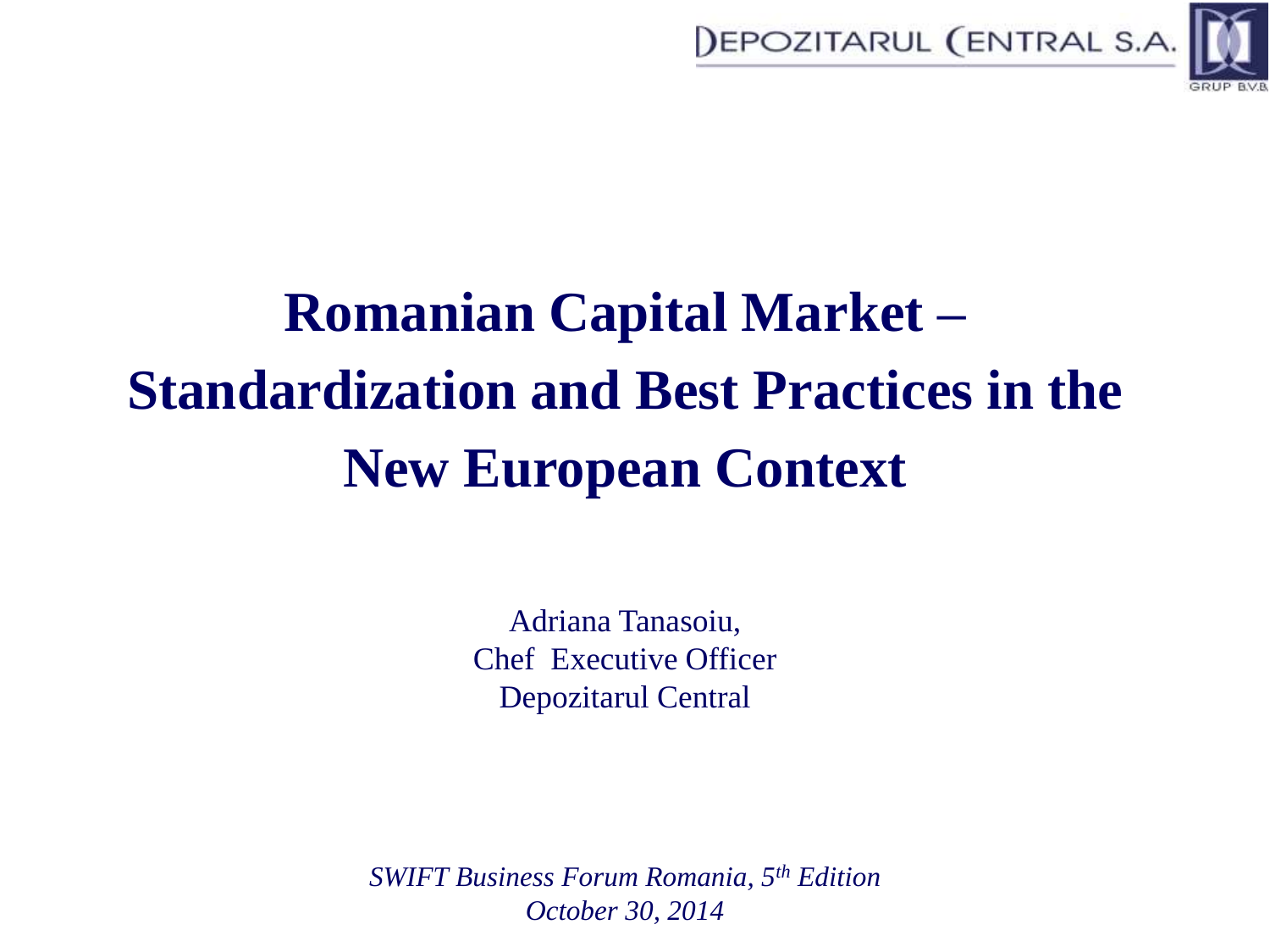DEPOZITARUL CENTRAL S.A.

GRUP B.V.B.

# Romanian Capital Market – Standardization and Best Practices in the New European Context

Adriana Tanasoiu,
Chef Executive Officer
Depozitarul Central

*SWIFT Business Forum Romania, 5th Edition*
*October 30, 2014*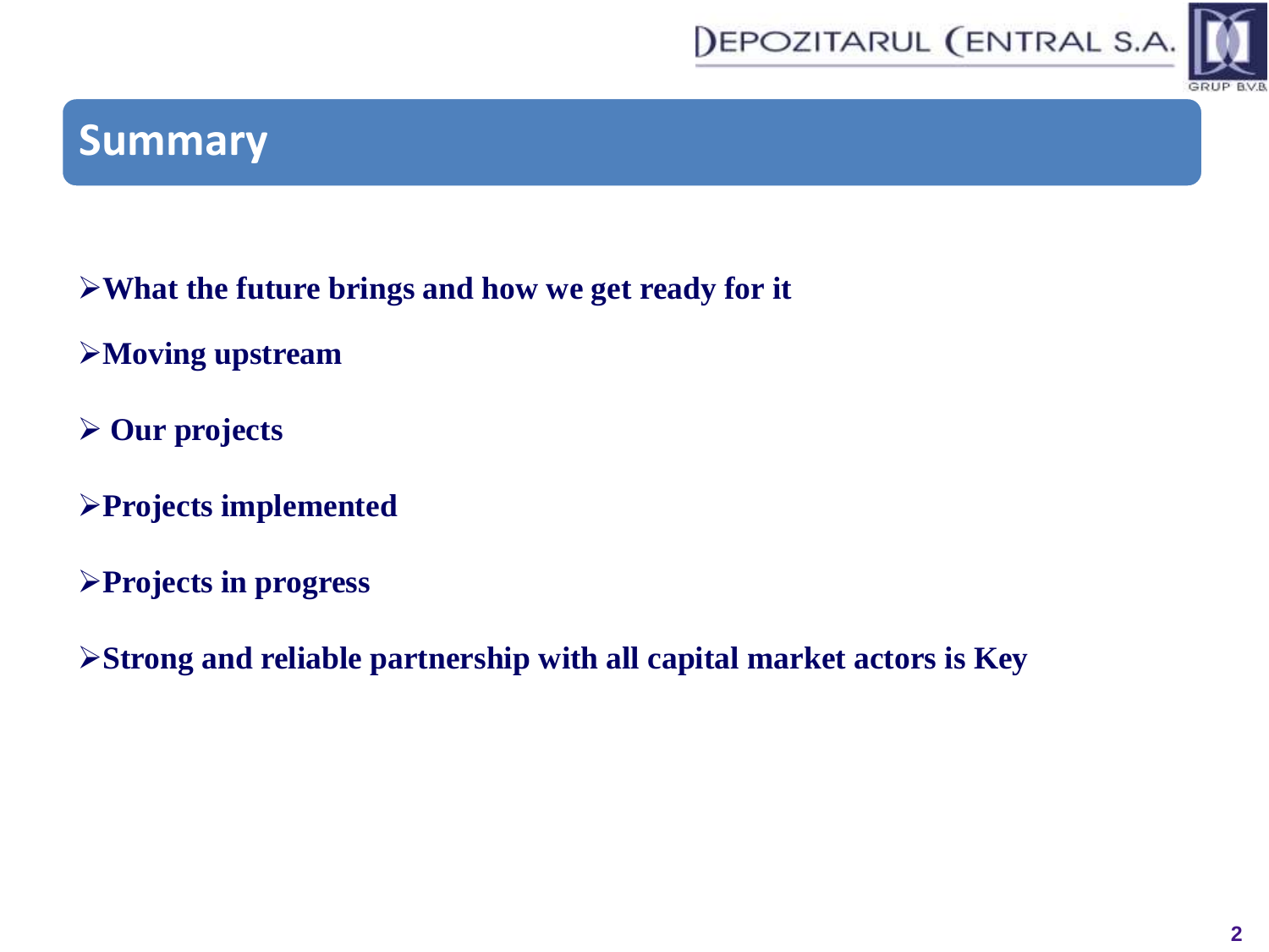# Summary

- **What the future brings and how we get ready for it**
- **Moving upstream**
- **Our projects**
- **Projects implemented**
- **Projects in progress**
- **Strong and reliable partnership with all capital market actors is Key**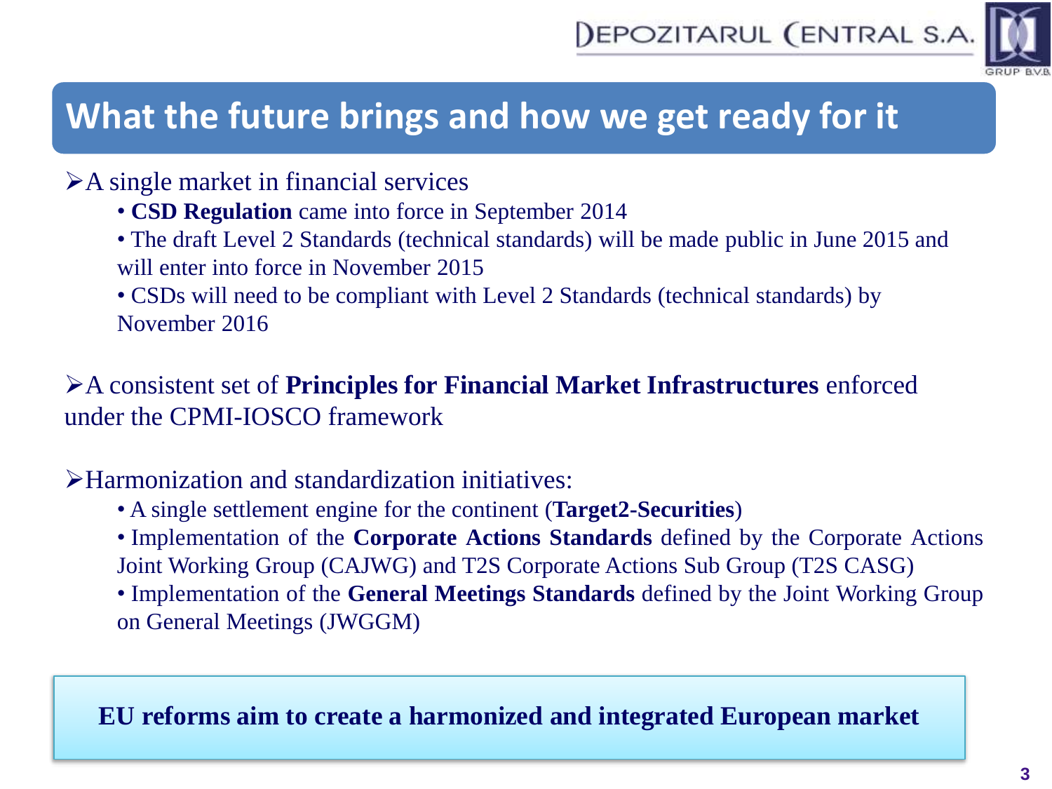# What the future brings and how we get ready for it

- A single market in financial services
  - **CSD Regulation** came into force in September 2014
  - The draft Level 2 Standards (technical standards) will be made public in June 2015 and will enter into force in November 2015
  - CSDs will need to be compliant with Level 2 Standards (technical standards) by November 2016

- A consistent set of **Principles for Financial Market Infrastructures** enforced under the CPMI-IOSCO framework

- Harmonization and standardization initiatives:
  - A single settlement engine for the continent (**Target2-Securities**)
  - Implementation of the **Corporate Actions Standards** defined by the Corporate Actions Joint Working Group (CAJWG) and T2S Corporate Actions Sub Group (T2S CASG)
  - Implementation of the **General Meetings Standards** defined by the Joint Working Group on General Meetings (JWGGM)

**EU reforms aim to create a harmonized and integrated European market**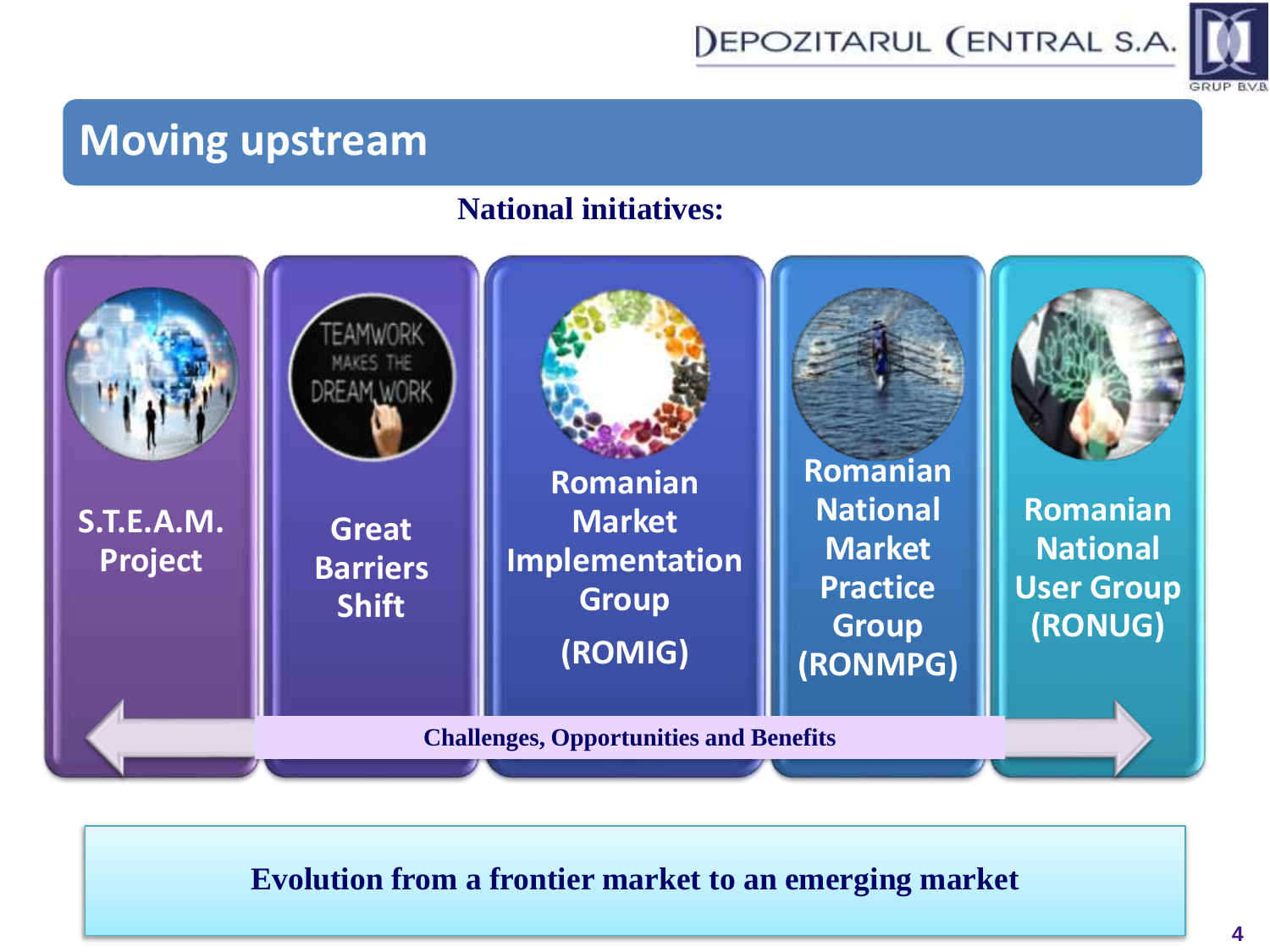# Moving upstream

**National initiatives:**

- S.T.E.A.M. Project
- Great Barriers Shift
- Romanian Market Implementation Group (ROMIG)
- Romanian National Market Practice Group (RONMPG)
- Romanian National User Group (RONUG)

**Challenges, Opportunities and Benefits**

**Evolution from a frontier market to an emerging market**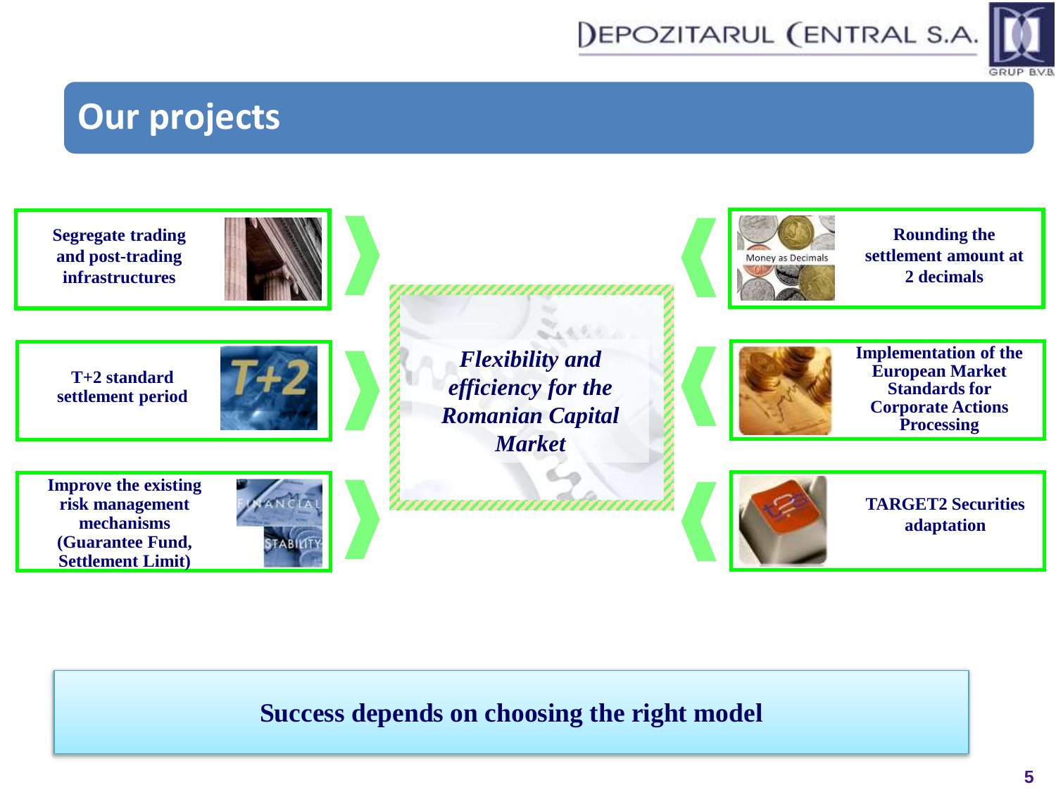# Our projects

- Segregate trading and post-trading infrastructures
- T+2 standard settlement period
- Improve the existing risk management mechanisms (Guarantee Fund, Settlement Limit)

***Flexibility and efficiency for the Romanian Capital Market***

- Rounding the settlement amount at 2 decimals
- Implementation of the European Market Standards for Corporate Actions Processing
- TARGET2 Securities adaptation

**Success depends on choosing the right model**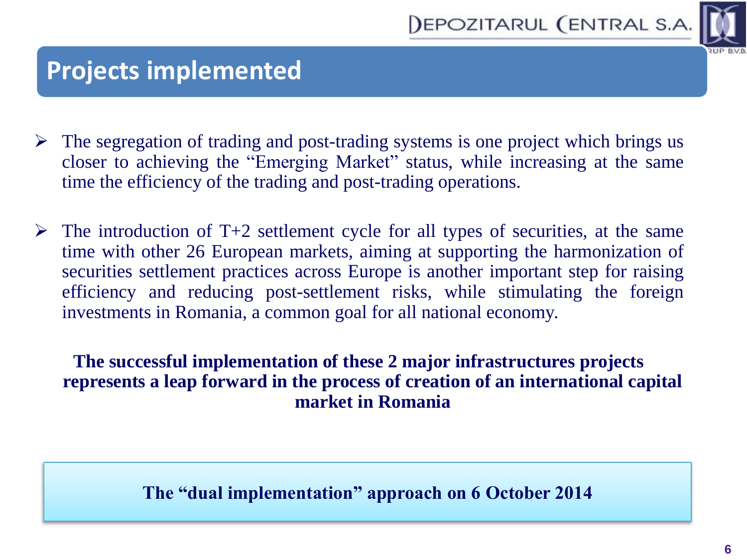# Projects implemented

- The segregation of trading and post-trading systems is one project which brings us closer to achieving the “Emerging Market” status, while increasing at the same time the efficiency of the trading and post-trading operations.

- The introduction of T+2 settlement cycle for all types of securities, at the same time with other 26 European markets, aiming at supporting the harmonization of securities settlement practices across Europe is another important step for raising efficiency and reducing post-settlement risks, while stimulating the foreign investments in Romania, a common goal for all national economy.

**The successful implementation of these 2 major infrastructures projects represents a leap forward in the process of creation of an international capital market in Romania**

**The “dual implementation” approach on 6 October 2014**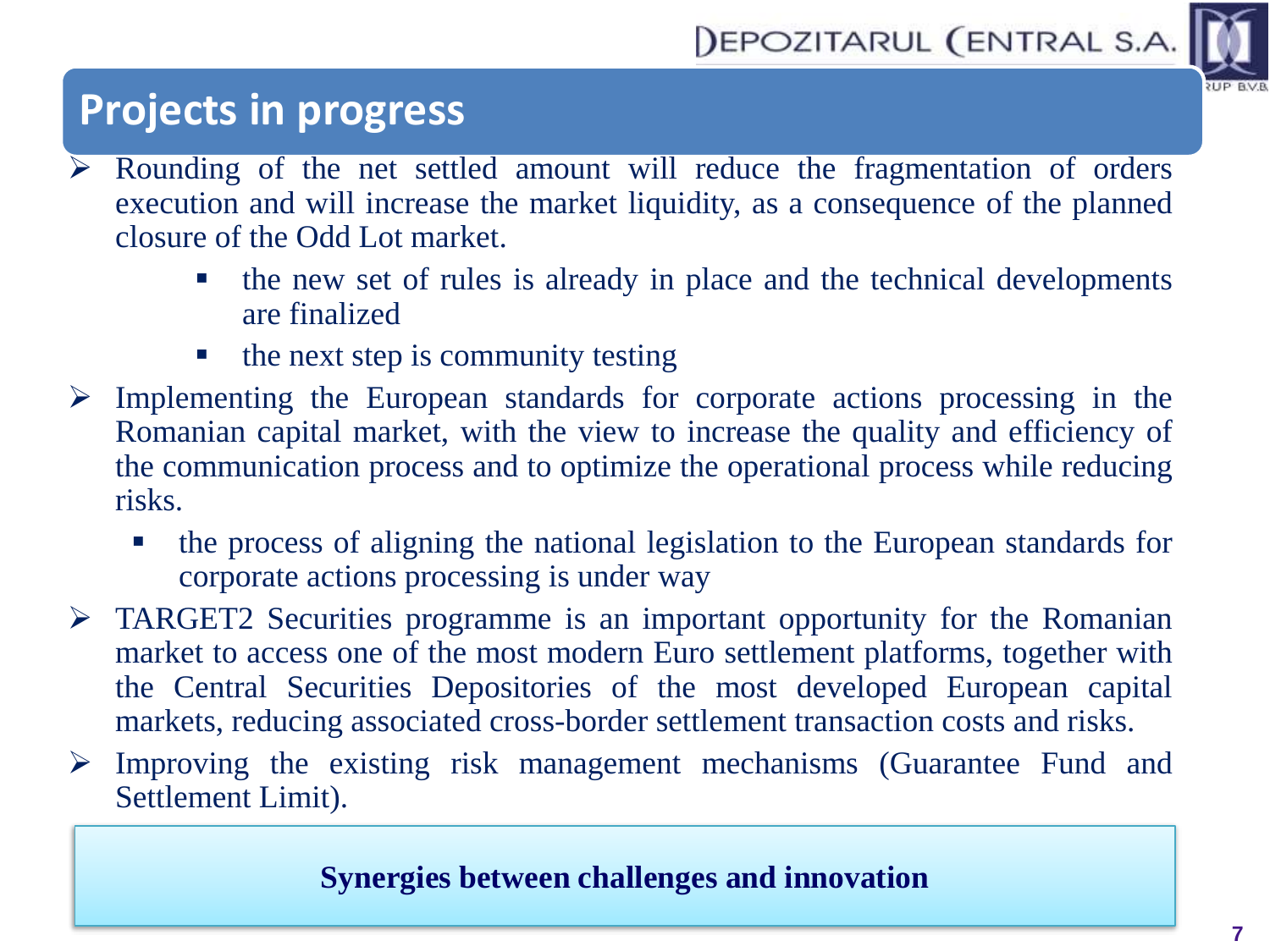## Projects in progress

- Rounding of the net settled amount will reduce the fragmentation of orders execution and will increase the market liquidity, as a consequence of the planned closure of the Odd Lot market.
  - the new set of rules is already in place and the technical developments are finalized
  - the next step is community testing
- Implementing the European standards for corporate actions processing in the Romanian capital market, with the view to increase the quality and efficiency of the communication process and to optimize the operational process while reducing risks.
  - the process of aligning the national legislation to the European standards for corporate actions processing is under way
- TARGET2 Securities programme is an important opportunity for the Romanian market to access one of the most modern Euro settlement platforms, together with the Central Securities Depositories of the most developed European capital markets, reducing associated cross-border settlement transaction costs and risks.
- Improving the existing risk management mechanisms (Guarantee Fund and Settlement Limit).

**Synergies between challenges and innovation**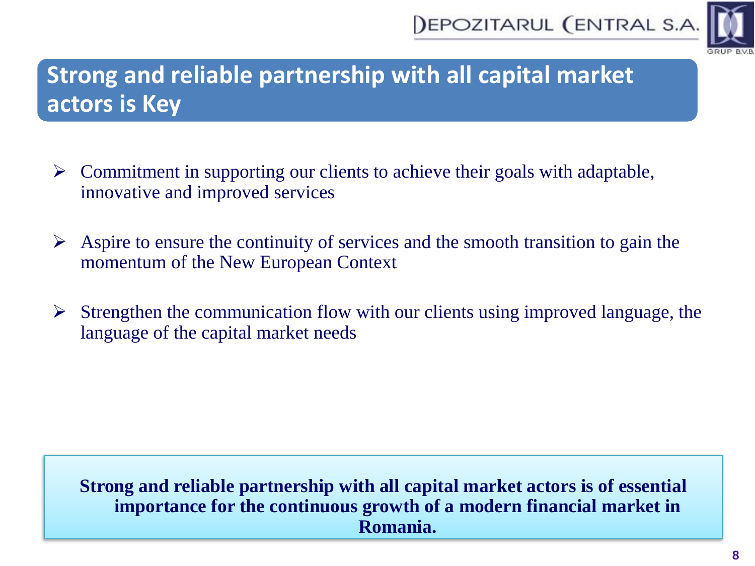## Strong and reliable partnership with all capital market actors is Key

- Commitment in supporting our clients to achieve their goals with adaptable, innovative and improved services
- Aspire to ensure the continuity of services and the smooth transition to gain the momentum of the New European Context
- Strengthen the communication flow with our clients using improved language, the language of the capital market needs

**Strong and reliable partnership with all capital market actors is of essential importance for the continuous growth of a modern financial market in Romania.**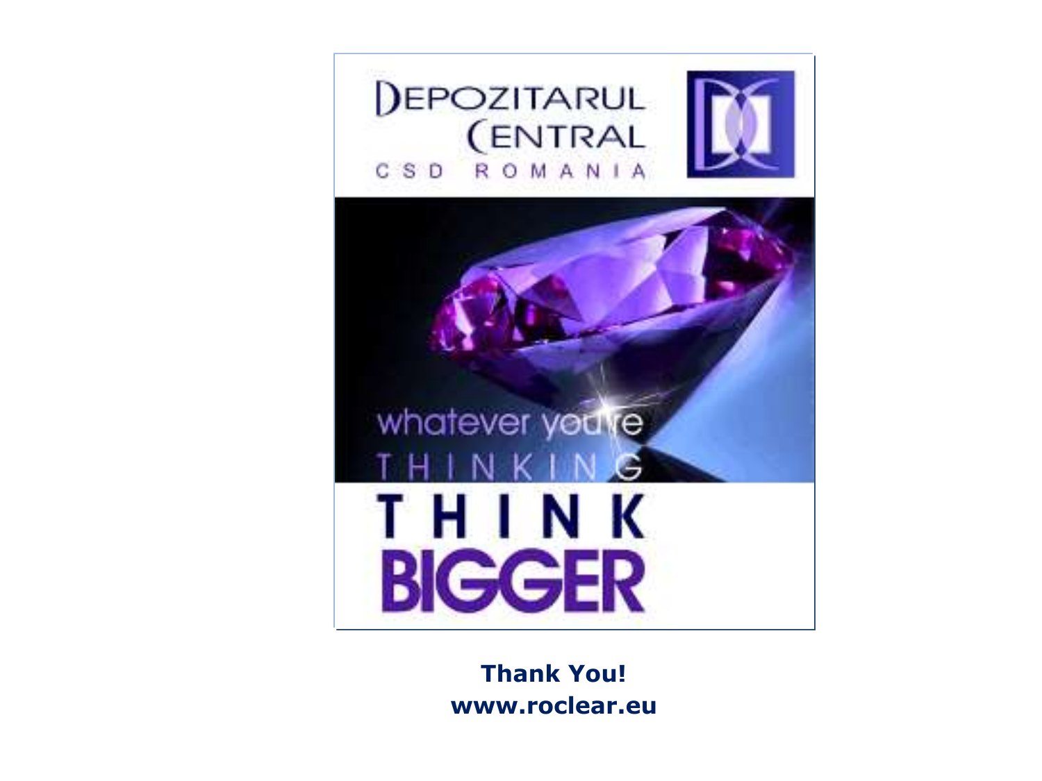DEPOZITARUL CENTRAL

CSD ROMANIA

whatever you're

THINKING

THINK

BIGGER

**Thank You!**

**www.roclear.eu**